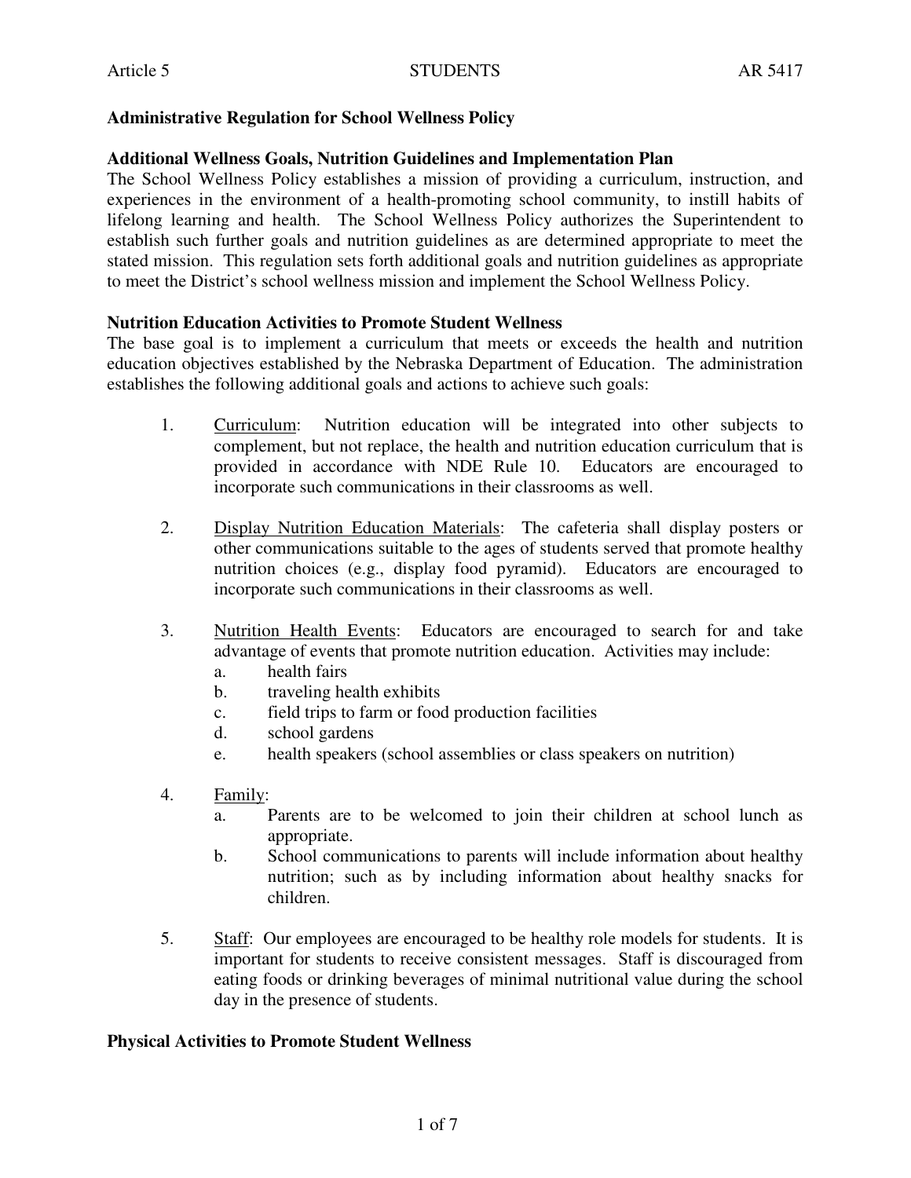Article 5 STUDENTS AR 5417

## Administrative Regulation for School Wellness Policy

### Additional Wellness Goals, Nutrition Guidelines and Implementation Plan

The School Wellness Policy establishes a mission of providing a curriculum, instruction, and experiences in the environment of a health-promoting school community, to instill habits of lifelong learning and health. The School Wellness Policy authorizes the Superintendent to establish such further goals and nutrition guidelines as are determined appropriate to meet the stated mission. This regulation sets forth additional goals and nutrition guidelines as appropriate to meet the District's school wellness mission and implement the School Wellness Policy.

### Nutrition Education Activities to Promote Student Wellness

The base goal is to implement a curriculum that meets or exceeds the health and nutrition education objectives established by the Nebraska Department of Education. The administration establishes the following additional goals and actions to achieve such goals:

1. Curriculum: Nutrition education will be integrated into other subjects to complement, but not replace, the health and nutrition education curriculum that is provided in accordance with NDE Rule 10. Educators are encouraged to incorporate such communications in their classrooms as well.

2. Display Nutrition Education Materials: The cafeteria shall display posters or other communications suitable to the ages of students served that promote healthy nutrition choices (e.g., display food pyramid). Educators are encouraged to incorporate such communications in their classrooms as well.

3. Nutrition Health Events: Educators are encouraged to search for and take advantage of events that promote nutrition education. Activities may include:
   a. health fairs
   b. traveling health exhibits
   c. field trips to farm or food production facilities
   d. school gardens
   e. health speakers (school assemblies or class speakers on nutrition)

4. Family:
   a. Parents are to be welcomed to join their children at school lunch as appropriate.
   b. School communications to parents will include information about healthy nutrition; such as by including information about healthy snacks for children.

5. Staff: Our employees are encouraged to be healthy role models for students. It is important for students to receive consistent messages. Staff is discouraged from eating foods or drinking beverages of minimal nutritional value during the school day in the presence of students.

### Physical Activities to Promote Student Wellness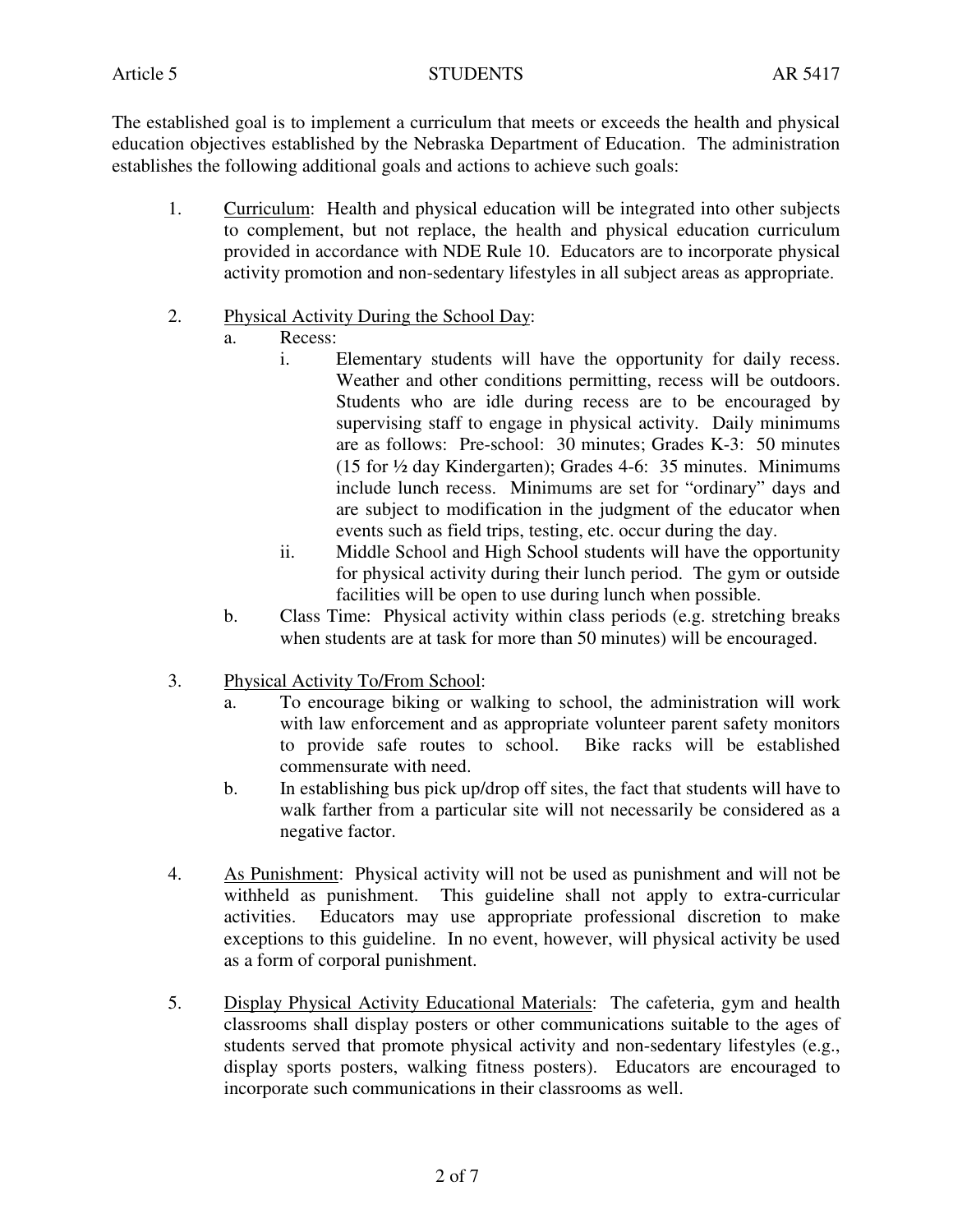The established goal is to implement a curriculum that meets or exceeds the health and physical education objectives established by the Nebraska Department of Education. The administration establishes the following additional goals and actions to achieve such goals:

1. Curriculum: Health and physical education will be integrated into other subjects to complement, but not replace, the health and physical education curriculum provided in accordance with NDE Rule 10. Educators are to incorporate physical activity promotion and non-sedentary lifestyles in all subject areas as appropriate.

2. Physical Activity During the School Day:
   a. Recess:
      i. Elementary students will have the opportunity for daily recess. Weather and other conditions permitting, recess will be outdoors. Students who are idle during recess are to be encouraged by supervising staff to engage in physical activity. Daily minimums are as follows: Pre-school: 30 minutes; Grades K-3: 50 minutes (15 for ½ day Kindergarten); Grades 4-6: 35 minutes. Minimums include lunch recess. Minimums are set for "ordinary" days and are subject to modification in the judgment of the educator when events such as field trips, testing, etc. occur during the day.
      ii. Middle School and High School students will have the opportunity for physical activity during their lunch period. The gym or outside facilities will be open to use during lunch when possible.
   b. Class Time: Physical activity within class periods (e.g. stretching breaks when students are at task for more than 50 minutes) will be encouraged.

3. Physical Activity To/From School:
   a. To encourage biking or walking to school, the administration will work with law enforcement and as appropriate volunteer parent safety monitors to provide safe routes to school. Bike racks will be established commensurate with need.
   b. In establishing bus pick up/drop off sites, the fact that students will have to walk farther from a particular site will not necessarily be considered as a negative factor.

4. As Punishment: Physical activity will not be used as punishment and will not be withheld as punishment. This guideline shall not apply to extra-curricular activities. Educators may use appropriate professional discretion to make exceptions to this guideline. In no event, however, will physical activity be used as a form of corporal punishment.

5. Display Physical Activity Educational Materials: The cafeteria, gym and health classrooms shall display posters or other communications suitable to the ages of students served that promote physical activity and non-sedentary lifestyles (e.g., display sports posters, walking fitness posters). Educators are encouraged to incorporate such communications in their classrooms as well.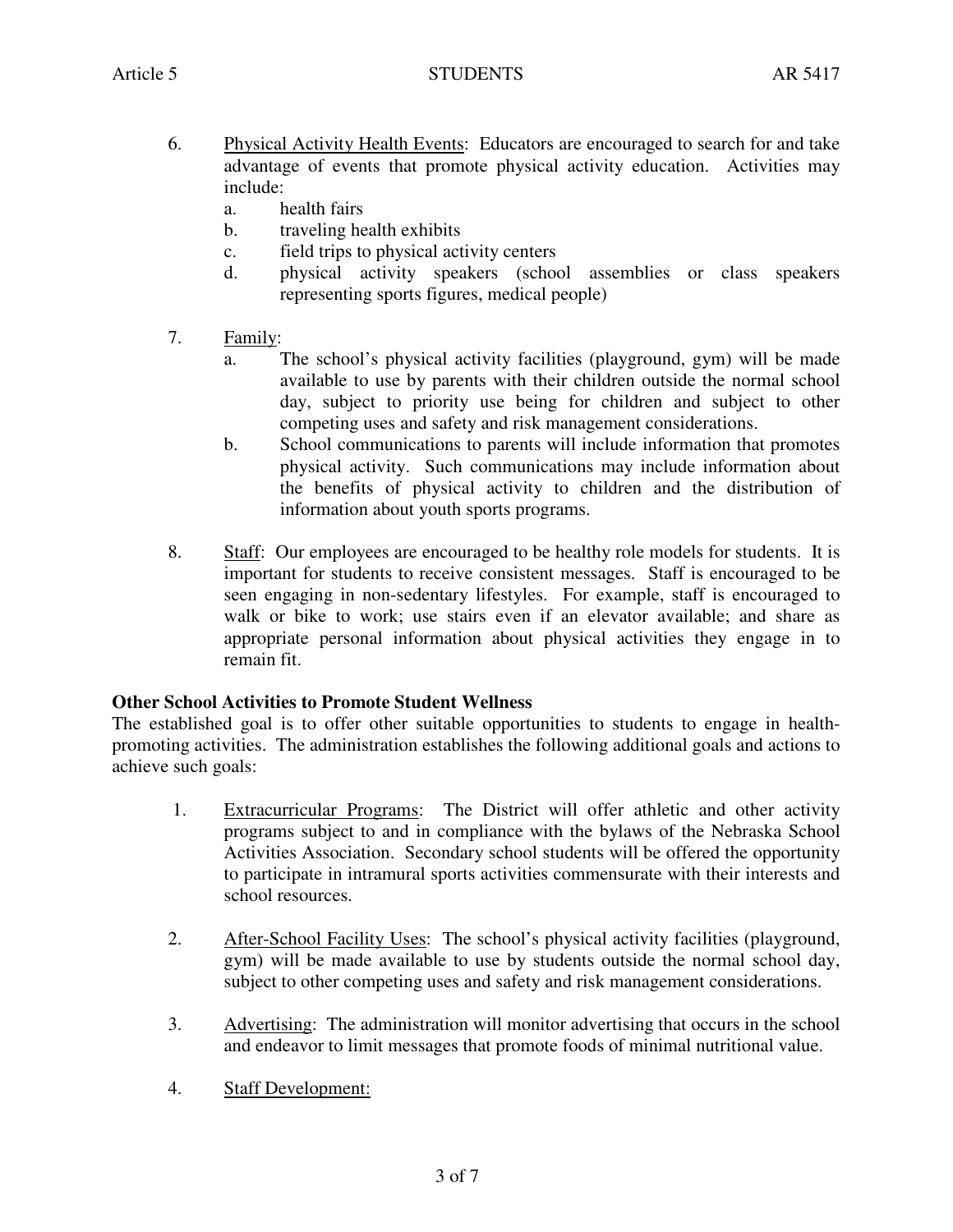6. <u>Physical Activity Health Events</u>: Educators are encouraged to search for and take advantage of events that promote physical activity education. Activities may include:
   a. health fairs
   b. traveling health exhibits
   c. field trips to physical activity centers
   d. physical activity speakers (school assemblies or class speakers representing sports figures, medical people)

7. <u>Family</u>:
   a. The school's physical activity facilities (playground, gym) will be made available to use by parents with their children outside the normal school day, subject to priority use being for children and subject to other competing uses and safety and risk management considerations.
   b. School communications to parents will include information that promotes physical activity. Such communications may include information about the benefits of physical activity to children and the distribution of information about youth sports programs.

8. <u>Staff</u>: Our employees are encouraged to be healthy role models for students. It is important for students to receive consistent messages. Staff is encouraged to be seen engaging in non-sedentary lifestyles. For example, staff is encouraged to walk or bike to work; use stairs even if an elevator available; and share as appropriate personal information about physical activities they engage in to remain fit.

**Other School Activities to Promote Student Wellness**

The established goal is to offer other suitable opportunities to students to engage in health-promoting activities. The administration establishes the following additional goals and actions to achieve such goals:

1. <u>Extracurricular Programs</u>: The District will offer athletic and other activity programs subject to and in compliance with the bylaws of the Nebraska School Activities Association. Secondary school students will be offered the opportunity to participate in intramural sports activities commensurate with their interests and school resources.

2. <u>After-School Facility Uses</u>: The school's physical activity facilities (playground, gym) will be made available to use by students outside the normal school day, subject to other competing uses and safety and risk management considerations.

3. <u>Advertising</u>: The administration will monitor advertising that occurs in the school and endeavor to limit messages that promote foods of minimal nutritional value.

4. <u>Staff Development:</u>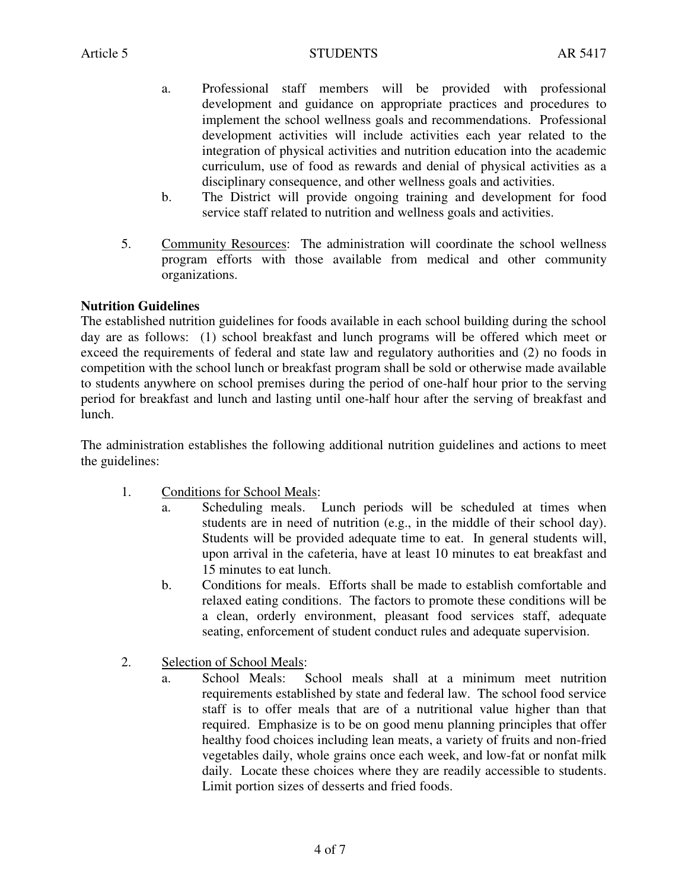a. Professional staff members will be provided with professional development and guidance on appropriate practices and procedures to implement the school wellness goals and recommendations. Professional development activities will include activities each year related to the integration of physical activities and nutrition education into the academic curriculum, use of food as rewards and denial of physical activities as a disciplinary consequence, and other wellness goals and activities.

b. The District will provide ongoing training and development for food service staff related to nutrition and wellness goals and activities.

5. Community Resources: The administration will coordinate the school wellness program efforts with those available from medical and other community organizations.

**Nutrition Guidelines**

The established nutrition guidelines for foods available in each school building during the school day are as follows: (1) school breakfast and lunch programs will be offered which meet or exceed the requirements of federal and state law and regulatory authorities and (2) no foods in competition with the school lunch or breakfast program shall be sold or otherwise made available to students anywhere on school premises during the period of one-half hour prior to the serving period for breakfast and lunch and lasting until one-half hour after the serving of breakfast and lunch.

The administration establishes the following additional nutrition guidelines and actions to meet the guidelines:

1. Conditions for School Meals:
   a. Scheduling meals. Lunch periods will be scheduled at times when students are in need of nutrition (e.g., in the middle of their school day). Students will be provided adequate time to eat. In general students will, upon arrival in the cafeteria, have at least 10 minutes to eat breakfast and 15 minutes to eat lunch.
   b. Conditions for meals. Efforts shall be made to establish comfortable and relaxed eating conditions. The factors to promote these conditions will be a clean, orderly environment, pleasant food services staff, adequate seating, enforcement of student conduct rules and adequate supervision.

2. Selection of School Meals:
   a. School Meals: School meals shall at a minimum meet nutrition requirements established by state and federal law. The school food service staff is to offer meals that are of a nutritional value higher than that required. Emphasize is to be on good menu planning principles that offer healthy food choices including lean meats, a variety of fruits and non-fried vegetables daily, whole grains once each week, and low-fat or nonfat milk daily. Locate these choices where they are readily accessible to students. Limit portion sizes of desserts and fried foods.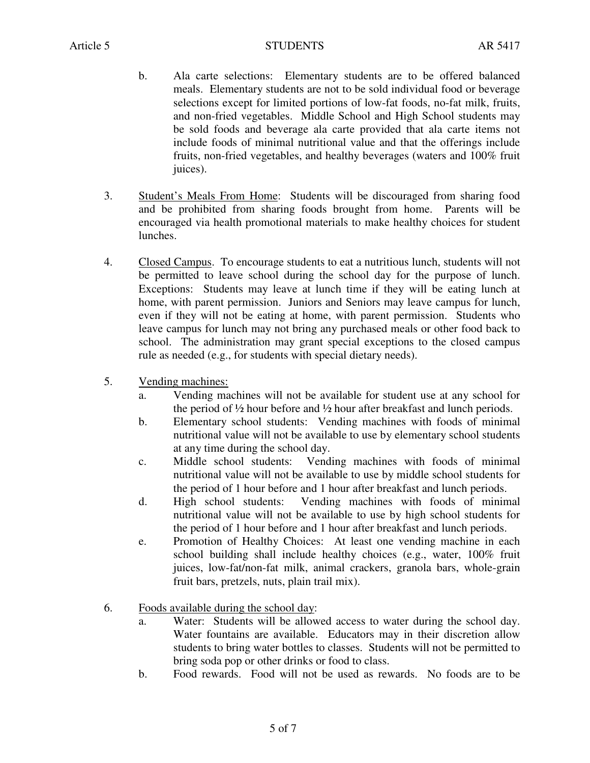b. Ala carte selections: Elementary students are to be offered balanced meals. Elementary students are not to be sold individual food or beverage selections except for limited portions of low-fat foods, no-fat milk, fruits, and non-fried vegetables. Middle School and High School students may be sold foods and beverage ala carte provided that ala carte items not include foods of minimal nutritional value and that the offerings include fruits, non-fried vegetables, and healthy beverages (waters and 100% fruit juices).

3. <u>Student's Meals From Home</u>: Students will be discouraged from sharing food and be prohibited from sharing foods brought from home. Parents will be encouraged via health promotional materials to make healthy choices for student lunches.

4. <u>Closed Campus</u>. To encourage students to eat a nutritious lunch, students will not be permitted to leave school during the school day for the purpose of lunch. Exceptions: Students may leave at lunch time if they will be eating lunch at home, with parent permission. Juniors and Seniors may leave campus for lunch, even if they will not be eating at home, with parent permission. Students who leave campus for lunch may not bring any purchased meals or other food back to school. The administration may grant special exceptions to the closed campus rule as needed (e.g., for students with special dietary needs).

5. <u>Vending machines:</u>
   a. Vending machines will not be available for student use at any school for the period of ½ hour before and ½ hour after breakfast and lunch periods.
   b. Elementary school students: Vending machines with foods of minimal nutritional value will not be available to use by elementary school students at any time during the school day.
   c. Middle school students: Vending machines with foods of minimal nutritional value will not be available to use by middle school students for the period of 1 hour before and 1 hour after breakfast and lunch periods.
   d. High school students: Vending machines with foods of minimal nutritional value will not be available to use by high school students for the period of 1 hour before and 1 hour after breakfast and lunch periods.
   e. Promotion of Healthy Choices: At least one vending machine in each school building shall include healthy choices (e.g., water, 100% fruit juices, low-fat/non-fat milk, animal crackers, granola bars, whole-grain fruit bars, pretzels, nuts, plain trail mix).

6. <u>Foods available during the school day</u>:
   a. Water: Students will be allowed access to water during the school day. Water fountains are available. Educators may in their discretion allow students to bring water bottles to classes. Students will not be permitted to bring soda pop or other drinks or food to class.
   b. Food rewards. Food will not be used as rewards. No foods are to be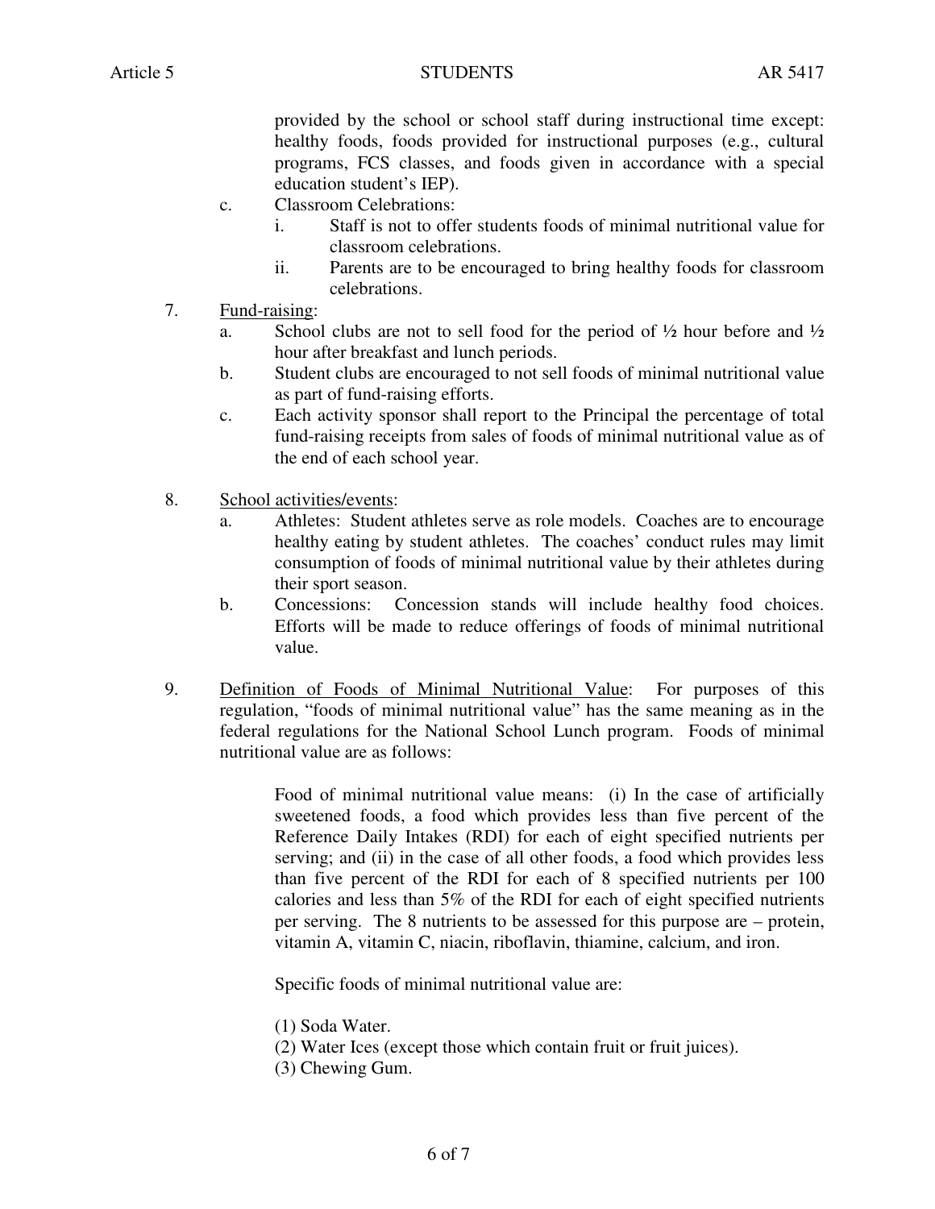provided by the school or school staff during instructional time except: healthy foods, foods provided for instructional purposes (e.g., cultural programs, FCS classes, and foods given in accordance with a special education student's IEP).

c. Classroom Celebrations:
   i. Staff is not to offer students foods of minimal nutritional value for classroom celebrations.
   ii. Parents are to be encouraged to bring healthy foods for classroom celebrations.

7. <u>Fund-raising</u>:
   a. School clubs are not to sell food for the period of ½ hour before and ½ hour after breakfast and lunch periods.
   b. Student clubs are encouraged to not sell foods of minimal nutritional value as part of fund-raising efforts.
   c. Each activity sponsor shall report to the Principal the percentage of total fund-raising receipts from sales of foods of minimal nutritional value as of the end of each school year.

8. <u>School activities/events</u>:
   a. Athletes: Student athletes serve as role models. Coaches are to encourage healthy eating by student athletes. The coaches' conduct rules may limit consumption of foods of minimal nutritional value by their athletes during their sport season.
   b. Concessions: Concession stands will include healthy food choices. Efforts will be made to reduce offerings of foods of minimal nutritional value.

9. <u>Definition of Foods of Minimal Nutritional Value</u>: For purposes of this regulation, "foods of minimal nutritional value" has the same meaning as in the federal regulations for the National School Lunch program. Foods of minimal nutritional value are as follows:

   Food of minimal nutritional value means: (i) In the case of artificially sweetened foods, a food which provides less than five percent of the Reference Daily Intakes (RDI) for each of eight specified nutrients per serving; and (ii) in the case of all other foods, a food which provides less than five percent of the RDI for each of 8 specified nutrients per 100 calories and less than 5% of the RDI for each of eight specified nutrients per serving. The 8 nutrients to be assessed for this purpose are – protein, vitamin A, vitamin C, niacin, riboflavin, thiamine, calcium, and iron.

   Specific foods of minimal nutritional value are:

   (1) Soda Water.
   (2) Water Ices (except those which contain fruit or fruit juices).
   (3) Chewing Gum.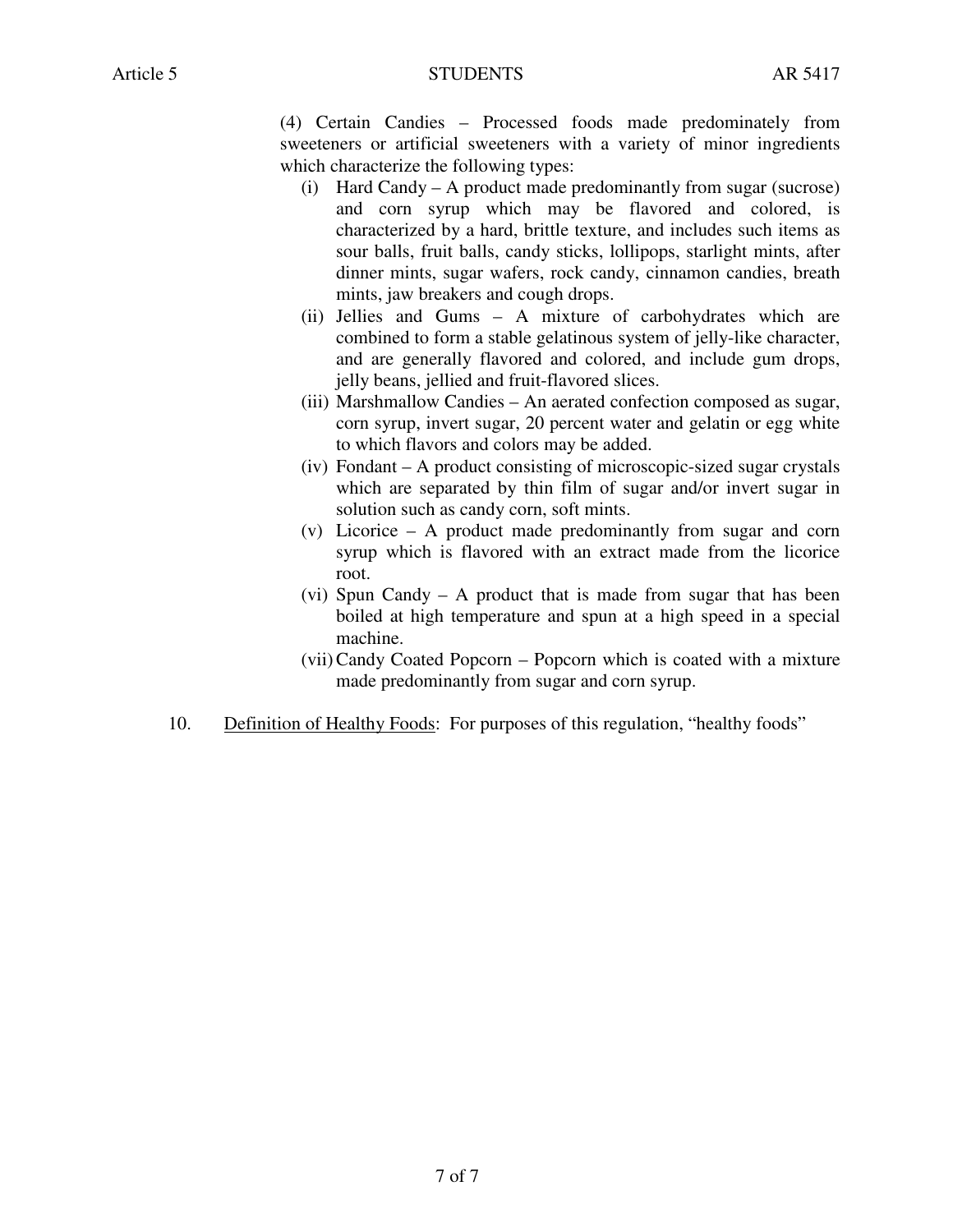(4) Certain Candies – Processed foods made predominately from sweeteners or artificial sweeteners with a variety of minor ingredients which characterize the following types:

- (i) Hard Candy – A product made predominantly from sugar (sucrose) and corn syrup which may be flavored and colored, is characterized by a hard, brittle texture, and includes such items as sour balls, fruit balls, candy sticks, lollipops, starlight mints, after dinner mints, sugar wafers, rock candy, cinnamon candies, breath mints, jaw breakers and cough drops.
- (ii) Jellies and Gums – A mixture of carbohydrates which are combined to form a stable gelatinous system of jelly-like character, and are generally flavored and colored, and include gum drops, jelly beans, jellied and fruit-flavored slices.
- (iii) Marshmallow Candies – An aerated confection composed as sugar, corn syrup, invert sugar, 20 percent water and gelatin or egg white to which flavors and colors may be added.
- (iv) Fondant – A product consisting of microscopic-sized sugar crystals which are separated by thin film of sugar and/or invert sugar in solution such as candy corn, soft mints.
- (v) Licorice – A product made predominantly from sugar and corn syrup which is flavored with an extract made from the licorice root.
- (vi) Spun Candy – A product that is made from sugar that has been boiled at high temperature and spun at a high speed in a special machine.
- (vii) Candy Coated Popcorn – Popcorn which is coated with a mixture made predominantly from sugar and corn syrup.

10. Definition of Healthy Foods: For purposes of this regulation, "healthy foods"